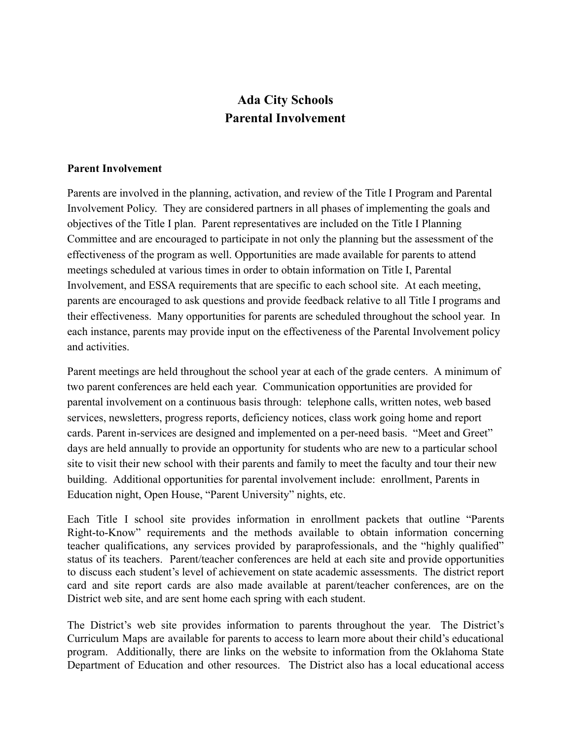# Ada City Schools
# Parental Involvement

**Parent Involvement**

Parents are involved in the planning, activation, and review of the Title I Program and Parental Involvement Policy. They are considered partners in all phases of implementing the goals and objectives of the Title I plan. Parent representatives are included on the Title I Planning Committee and are encouraged to participate in not only the planning but the assessment of the effectiveness of the program as well. Opportunities are made available for parents to attend meetings scheduled at various times in order to obtain information on Title I, Parental Involvement, and ESSA requirements that are specific to each school site. At each meeting, parents are encouraged to ask questions and provide feedback relative to all Title I programs and their effectiveness. Many opportunities for parents are scheduled throughout the school year. In each instance, parents may provide input on the effectiveness of the Parental Involvement policy and activities.

Parent meetings are held throughout the school year at each of the grade centers. A minimum of two parent conferences are held each year. Communication opportunities are provided for parental involvement on a continuous basis through: telephone calls, written notes, web based services, newsletters, progress reports, deficiency notices, class work going home and report cards. Parent in-services are designed and implemented on a per-need basis. "Meet and Greet" days are held annually to provide an opportunity for students who are new to a particular school site to visit their new school with their parents and family to meet the faculty and tour their new building. Additional opportunities for parental involvement include: enrollment, Parents in Education night, Open House, "Parent University" nights, etc.

Each Title I school site provides information in enrollment packets that outline "Parents Right-to-Know" requirements and the methods available to obtain information concerning teacher qualifications, any services provided by paraprofessionals, and the "highly qualified" status of its teachers. Parent/teacher conferences are held at each site and provide opportunities to discuss each student's level of achievement on state academic assessments. The district report card and site report cards are also made available at parent/teacher conferences, are on the District web site, and are sent home each spring with each student.

The District's web site provides information to parents throughout the year. The District's Curriculum Maps are available for parents to access to learn more about their child's educational program. Additionally, there are links on the website to information from the Oklahoma State Department of Education and other resources. The District also has a local educational access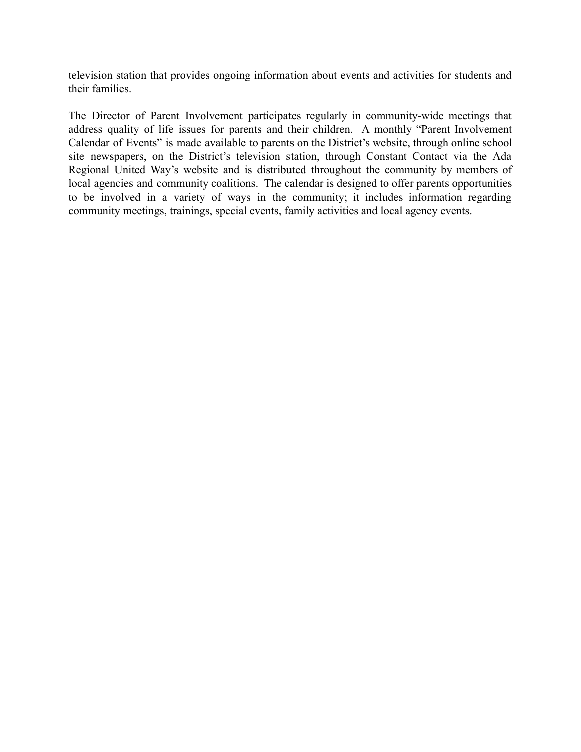television station that provides ongoing information about events and activities for students and their families.

The Director of Parent Involvement participates regularly in community-wide meetings that address quality of life issues for parents and their children. A monthly "Parent Involvement Calendar of Events" is made available to parents on the District's website, through online school site newspapers, on the District's television station, through Constant Contact via the Ada Regional United Way's website and is distributed throughout the community by members of local agencies and community coalitions. The calendar is designed to offer parents opportunities to be involved in a variety of ways in the community; it includes information regarding community meetings, trainings, special events, family activities and local agency events.